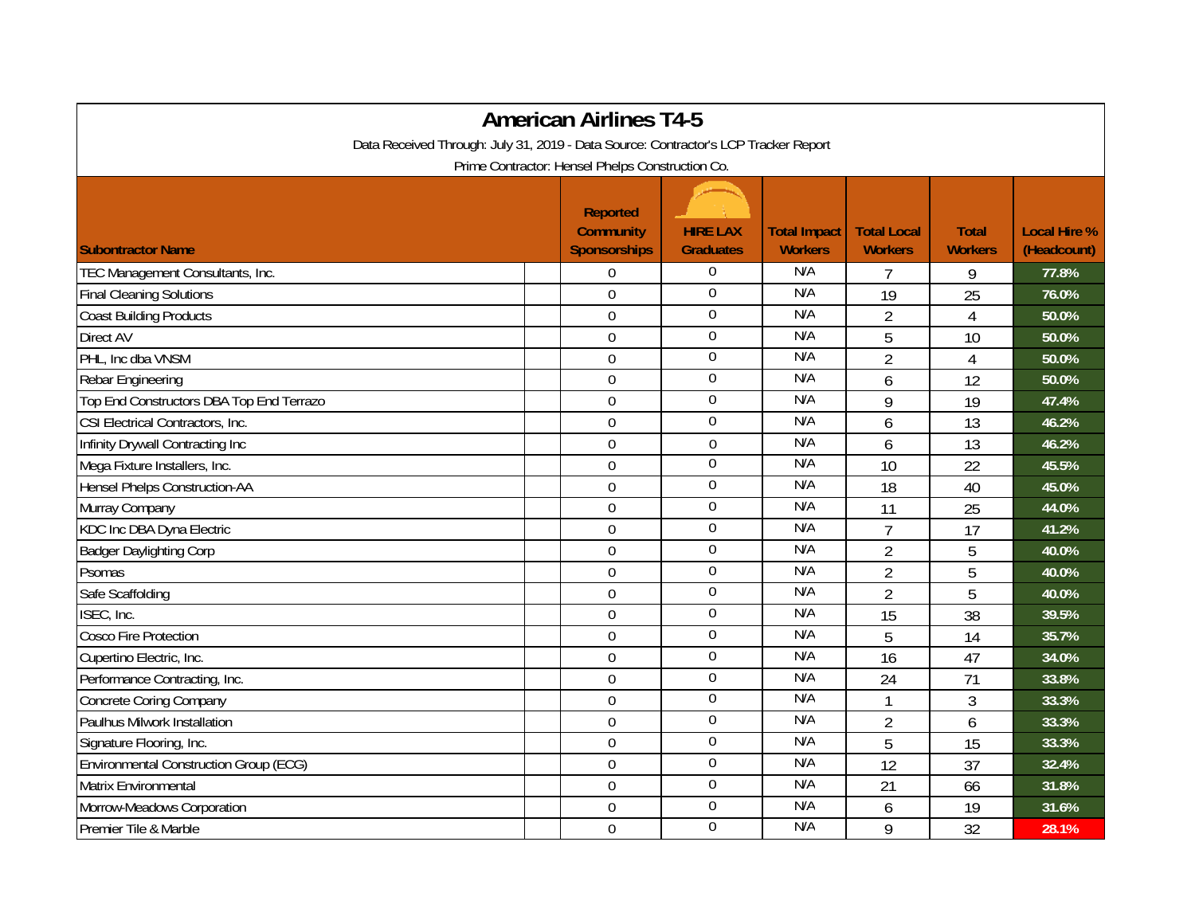# American Airlines T4-5

Data Received Through: July 31, 2019 - Data Source: Contractor's LCP Tracker Report

Prime Contractor: Hensel Phelps Construction Co.

| Subontractor Name | Reported Community Sponsorships | HIRE LAX Graduates | Total Impact Workers | Total Local Workers | Total Workers | Local Hire % (Headcount) |
|---|---|---|---|---|---|---|
| TEC Management Consultants, Inc. | 0 | 0 | N/A | 7 | 9 | 77.8% |
| Final Cleaning Solutions | 0 | 0 | N/A | 19 | 25 | 76.0% |
| Coast Building Products | 0 | 0 | N/A | 2 | 4 | 50.0% |
| Direct AV | 0 | 0 | N/A | 5 | 10 | 50.0% |
| PHL, Inc dba VNSM | 0 | 0 | N/A | 2 | 4 | 50.0% |
| Rebar Engineering | 0 | 0 | N/A | 6 | 12 | 50.0% |
| Top End Constructors DBA Top End Terrazo | 0 | 0 | N/A | 9 | 19 | 47.4% |
| CSI Electrical Contractors, Inc. | 0 | 0 | N/A | 6 | 13 | 46.2% |
| Infinity Drywall Contracting Inc | 0 | 0 | N/A | 6 | 13 | 46.2% |
| Mega Fixture Installers, Inc. | 0 | 0 | N/A | 10 | 22 | 45.5% |
| Hensel Phelps Construction-AA | 0 | 0 | N/A | 18 | 40 | 45.0% |
| Murray Company | 0 | 0 | N/A | 11 | 25 | 44.0% |
| KDC Inc DBA Dyna Electric | 0 | 0 | N/A | 7 | 17 | 41.2% |
| Badger Daylighting Corp | 0 | 0 | N/A | 2 | 5 | 40.0% |
| Psomas | 0 | 0 | N/A | 2 | 5 | 40.0% |
| Safe Scaffolding | 0 | 0 | N/A | 2 | 5 | 40.0% |
| ISEC, Inc. | 0 | 0 | N/A | 15 | 38 | 39.5% |
| Cosco Fire Protection | 0 | 0 | N/A | 5 | 14 | 35.7% |
| Cupertino Electric, Inc. | 0 | 0 | N/A | 16 | 47 | 34.0% |
| Performance Contracting, Inc. | 0 | 0 | N/A | 24 | 71 | 33.8% |
| Concrete Coring Company | 0 | 0 | N/A | 1 | 3 | 33.3% |
| Paulhus Milwork Installation | 0 | 0 | N/A | 2 | 6 | 33.3% |
| Signature Flooring, Inc. | 0 | 0 | N/A | 5 | 15 | 33.3% |
| Environmental Construction Group (ECG) | 0 | 0 | N/A | 12 | 37 | 32.4% |
| Matrix Environmental | 0 | 0 | N/A | 21 | 66 | 31.8% |
| Morrow-Meadows Corporation | 0 | 0 | N/A | 6 | 19 | 31.6% |
| Premier Tile & Marble | 0 | 0 | N/A | 9 | 32 | 28.1% |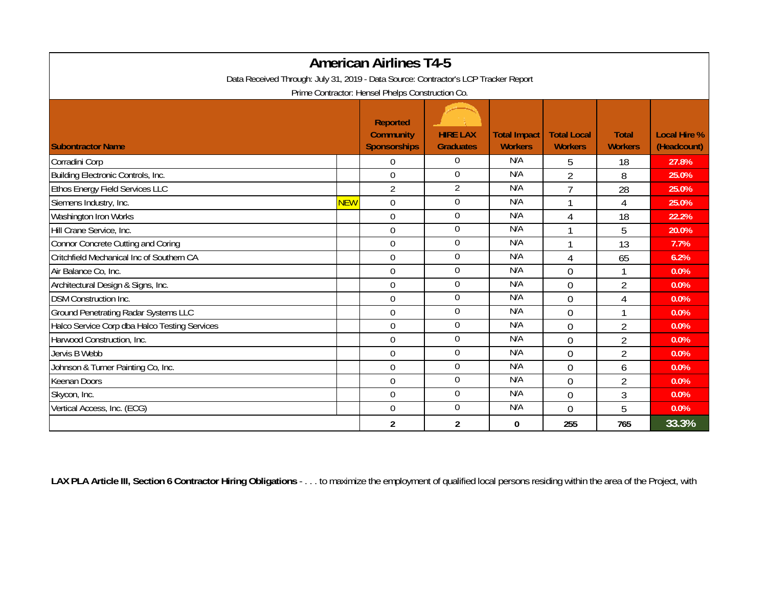# American Airlines T4-5

Data Received Through: July 31, 2019 - Data Source: Contractor's LCP Tracker Report

Prime Contractor: Hensel Phelps Construction Co.

| Subontractor Name | | Reported Community Sponsorships | HIRE LAX Graduates | Total Impact Workers | Total Local Workers | Total Workers | Local Hire % (Headcount) |
|---|---|---|---|---|---|---|---|
| Corradini Corp | | 0 | 0 | N/A | 5 | 18 | 27.8% |
| Building Electronic Controls, Inc. | | 0 | 0 | N/A | 2 | 8 | 25.0% |
| Ethos Energy Field Services LLC | | 2 | 2 | N/A | 7 | 28 | 25.0% |
| Siemens Industry, Inc. | NEW | 0 | 0 | N/A | 1 | 4 | 25.0% |
| Washington Iron Works | | 0 | 0 | N/A | 4 | 18 | 22.2% |
| Hill Crane Service, Inc. | | 0 | 0 | N/A | 1 | 5 | 20.0% |
| Connor Concrete Cutting and Coring | | 0 | 0 | N/A | 1 | 13 | 7.7% |
| Critchfield Mechanical Inc of Southern CA | | 0 | 0 | N/A | 4 | 65 | 6.2% |
| Air Balance Co, Inc. | | 0 | 0 | N/A | 0 | 1 | 0.0% |
| Architectural Design & Signs, Inc. | | 0 | 0 | N/A | 0 | 2 | 0.0% |
| DSM Construction Inc. | | 0 | 0 | N/A | 0 | 4 | 0.0% |
| Ground Penetrating Radar Systems LLC | | 0 | 0 | N/A | 0 | 1 | 0.0% |
| Halco Service Corp dba Halco Testing Services | | 0 | 0 | N/A | 0 | 2 | 0.0% |
| Harwood Construction, Inc. | | 0 | 0 | N/A | 0 | 2 | 0.0% |
| Jervis B Webb | | 0 | 0 | N/A | 0 | 2 | 0.0% |
| Johnson & Turner Painting Co, Inc. | | 0 | 0 | N/A | 0 | 6 | 0.0% |
| Keenan Doors | | 0 | 0 | N/A | 0 | 2 | 0.0% |
| Skycon, Inc. | | 0 | 0 | N/A | 0 | 3 | 0.0% |
| Vertical Access, Inc. (ECG) | | 0 | 0 | N/A | 0 | 5 | 0.0% |
| | | **2** | **2** | **0** | **255** | **765** | **33.3%** |

**LAX PLA Article III, Section 6 Contractor Hiring Obligations** - . . . to maximize the employment of qualified local persons residing within the area of the Project, with